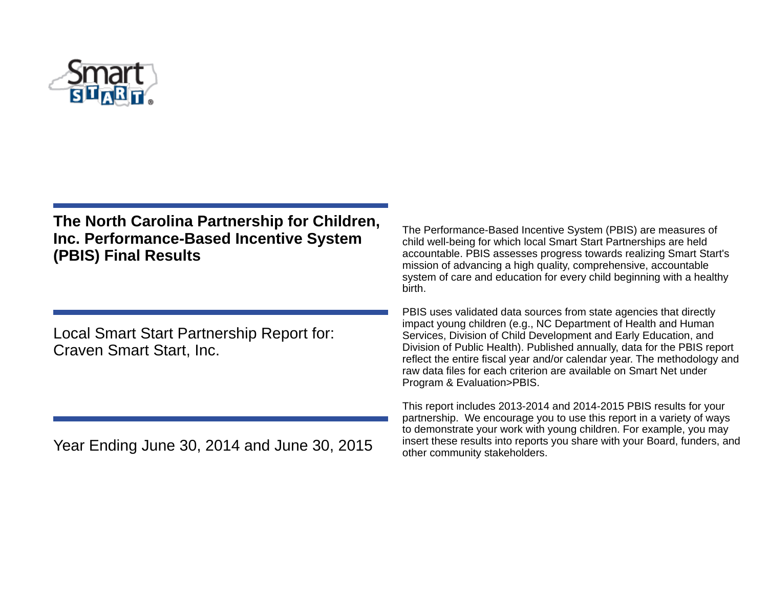# The North Carolina Partnership for Children, Inc. Performance-Based Incentive System (PBIS) Final Results

Local Smart Start Partnership Report for:
Craven Smart Start, Inc.

Year Ending June 30, 2014 and June 30, 2015

The Performance-Based Incentive System (PBIS) are measures of child well-being for which local Smart Start Partnerships are held accountable. PBIS assesses progress towards realizing Smart Start's mission of advancing a high quality, comprehensive, accountable system of care and education for every child beginning with a healthy birth.

PBIS uses validated data sources from state agencies that directly impact young children (e.g., NC Department of Health and Human Services, Division of Child Development and Early Education, and Division of Public Health). Published annually, data for the PBIS report reflect the entire fiscal year and/or calendar year. The methodology and raw data files for each criterion are available on Smart Net under Program & Evaluation>PBIS.

This report includes 2013-2014 and 2014-2015 PBIS results for your partnership. We encourage you to use this report in a variety of ways to demonstrate your work with young children. For example, you may insert these results into reports you share with your Board, funders, and other community stakeholders.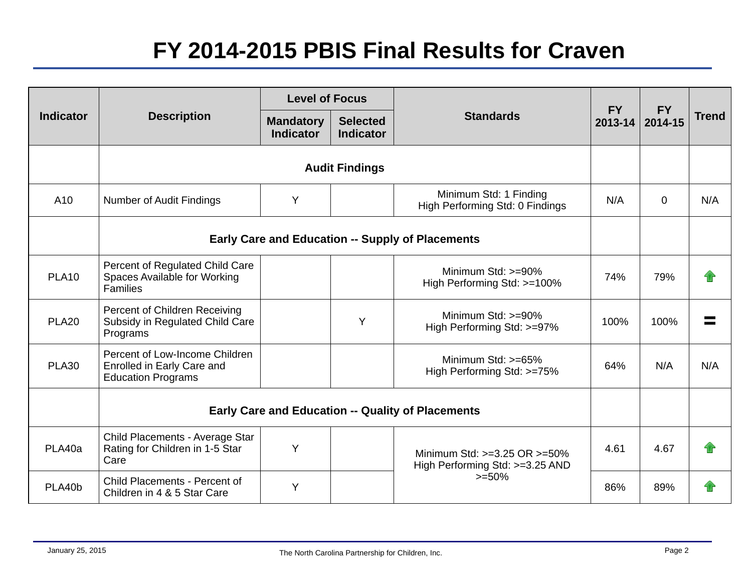# FY 2014-2015 PBIS Final Results for Craven

| Indicator | Description | Level of Focus | | Standards | FY 2013-14 | FY 2014-15 | Trend |
|---|---|---|---|---|---|---|---|
| | | Mandatory Indicator | Selected Indicator | | | | |
| | **Audit Findings** | | | | | | |
| A10 | Number of Audit Findings | Y | | Minimum Std: 1 Finding<br>High Performing Std: 0 Findings | N/A | 0 | N/A |
| | **Early Care and Education -- Supply of Placements** | | | | | | |
| PLA10 | Percent of Regulated Child Care Spaces Available for Working Families | | | Minimum Std: >=90%<br>High Performing Std: >=100% | 74% | 79% | ↑ |
| PLA20 | Percent of Children Receiving Subsidy in Regulated Child Care Programs | | Y | Minimum Std: >=90%<br>High Performing Std: >=97% | 100% | 100% | = |
| PLA30 | Percent of Low-Income Children Enrolled in Early Care and Education Programs | | | Minimum Std: >=65%<br>High Performing Std: >=75% | 64% | N/A | N/A |
| | **Early Care and Education -- Quality of Placements** | | | | | | |
| PLA40a | Child Placements - Average Star Rating for Children in 1-5 Star Care | Y | | Minimum Std: >=3.25 OR >=50%<br>High Performing Std: >=3.25 AND >=50% | 4.61 | 4.67 | ↑ |
| PLA40b | Child Placements - Percent of Children in 4 & 5 Star Care | Y | | | 86% | 89% | ↑ |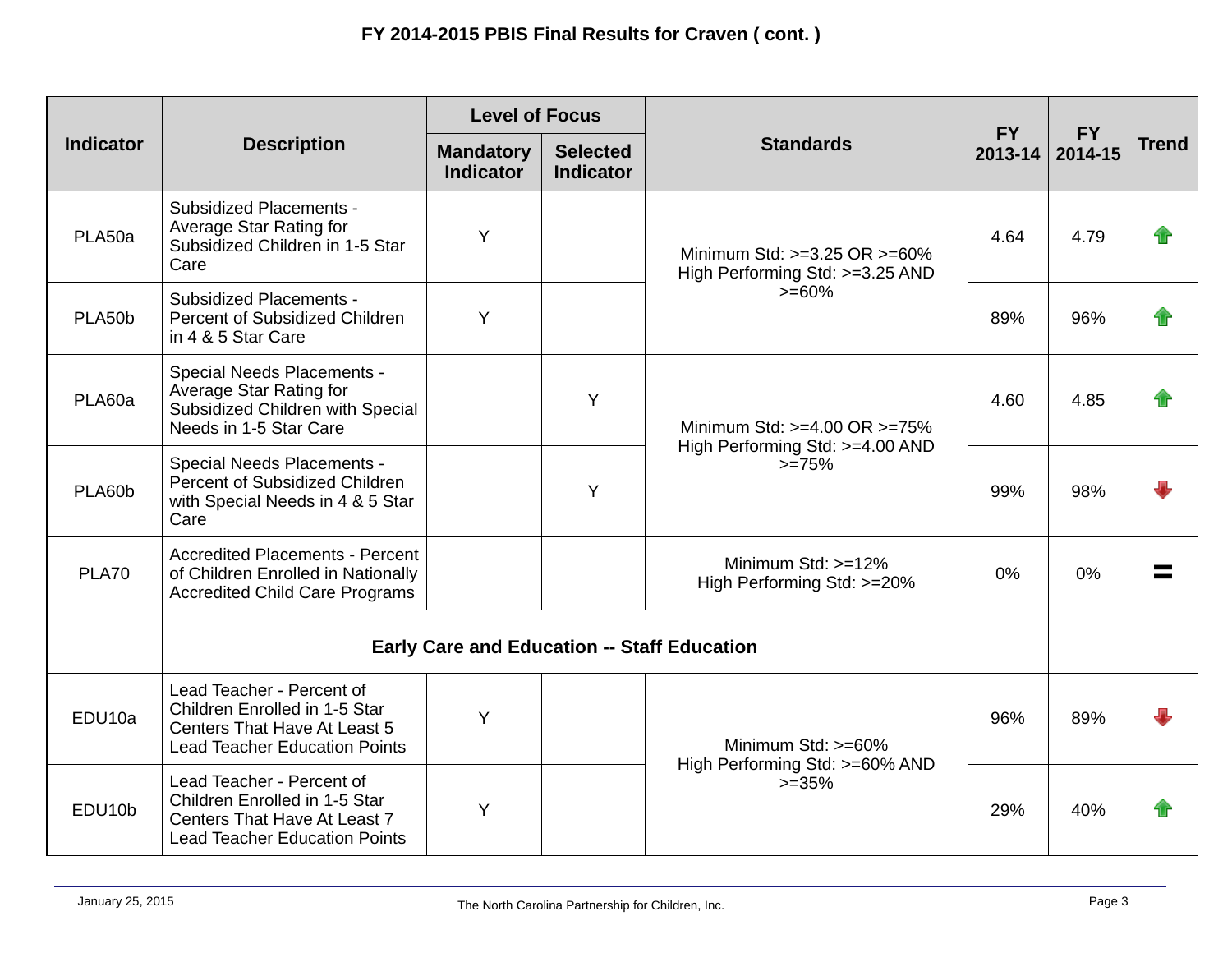## FY 2014-2015 PBIS Final Results for Craven ( cont. )

| Indicator | Description | Level of Focus | | Standards | FY 2013-14 | FY 2014-15 | Trend |
|---|---|---|---|---|---|---|---|
| | | Mandatory Indicator | Selected Indicator | | | | |
| PLA50a | Subsidized Placements - Average Star Rating for Subsidized Children in 1-5 Star Care | Y | | Minimum Std: >=3.25 OR >=60%<br>High Performing Std: >=3.25 AND >=60% | 4.64 | 4.79 | ↑ |
| PLA50b | Subsidized Placements - Percent of Subsidized Children in 4 & 5 Star Care | Y | | | 89% | 96% | ↑ |
| PLA60a | Special Needs Placements - Average Star Rating for Subsidized Children with Special Needs in 1-5 Star Care | | Y | Minimum Std: >=4.00 OR >=75%<br>High Performing Std: >=4.00 AND >=75% | 4.60 | 4.85 | ↑ |
| PLA60b | Special Needs Placements - Percent of Subsidized Children with Special Needs in 4 & 5 Star Care | | Y | | 99% | 98% | ↓ |
| PLA70 | Accredited Placements - Percent of Children Enrolled in Nationally Accredited Child Care Programs | | | Minimum Std: >=12%<br>High Performing Std: >=20% | 0% | 0% | = |
| | **Early Care and Education -- Staff Education** | | | | | | |
| EDU10a | Lead Teacher - Percent of Children Enrolled in 1-5 Star Centers That Have At Least 5 Lead Teacher Education Points | Y | | Minimum Std: >=60%<br>High Performing Std: >=60% AND >=35% | 96% | 89% | ↓ |
| EDU10b | Lead Teacher - Percent of Children Enrolled in 1-5 Star Centers That Have At Least 7 Lead Teacher Education Points | Y | | | 29% | 40% | ↑ |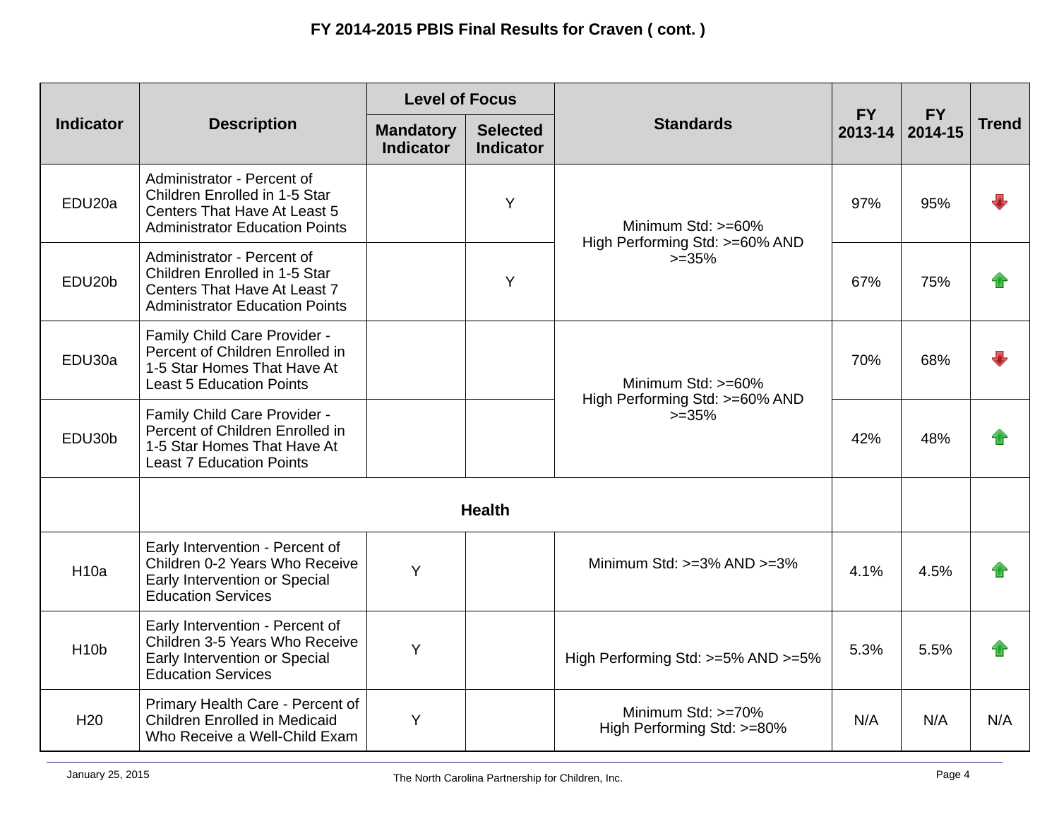# FY 2014-2015 PBIS Final Results for Craven ( cont. )

| Indicator | Description | Level of Focus | | Standards | FY 2013-14 | FY 2014-15 | Trend |
|---|---|---|---|---|---|---|---|
| | | Mandatory Indicator | Selected Indicator | | | | |
| EDU20a | Administrator - Percent of Children Enrolled in 1-5 Star Centers That Have At Least 5 Administrator Education Points | | Y | Minimum Std: >=60% High Performing Std: >=60% AND >=35% | 97% | 95% | Down |
| EDU20b | Administrator - Percent of Children Enrolled in 1-5 Star Centers That Have At Least 7 Administrator Education Points | | Y | | 67% | 75% | Up |
| EDU30a | Family Child Care Provider - Percent of Children Enrolled in 1-5 Star Homes That Have At Least 5 Education Points | | | Minimum Std: >=60% High Performing Std: >=60% AND >=35% | 70% | 68% | Down |
| EDU30b | Family Child Care Provider - Percent of Children Enrolled in 1-5 Star Homes That Have At Least 7 Education Points | | | | 42% | 48% | Up |
| | **Health** | | | | | | |
| H10a | Early Intervention - Percent of Children 0-2 Years Who Receive Early Intervention or Special Education Services | Y | | Minimum Std: >=3% AND >=3% | 4.1% | 4.5% | Up |
| H10b | Early Intervention - Percent of Children 3-5 Years Who Receive Early Intervention or Special Education Services | Y | | High Performing Std: >=5% AND >=5% | 5.3% | 5.5% | Up |
| H20 | Primary Health Care - Percent of Children Enrolled in Medicaid Who Receive a Well-Child Exam | Y | | Minimum Std: >=70% High Performing Std: >=80% | N/A | N/A | N/A |

January 25, 2015 The North Carolina Partnership for Children, Inc.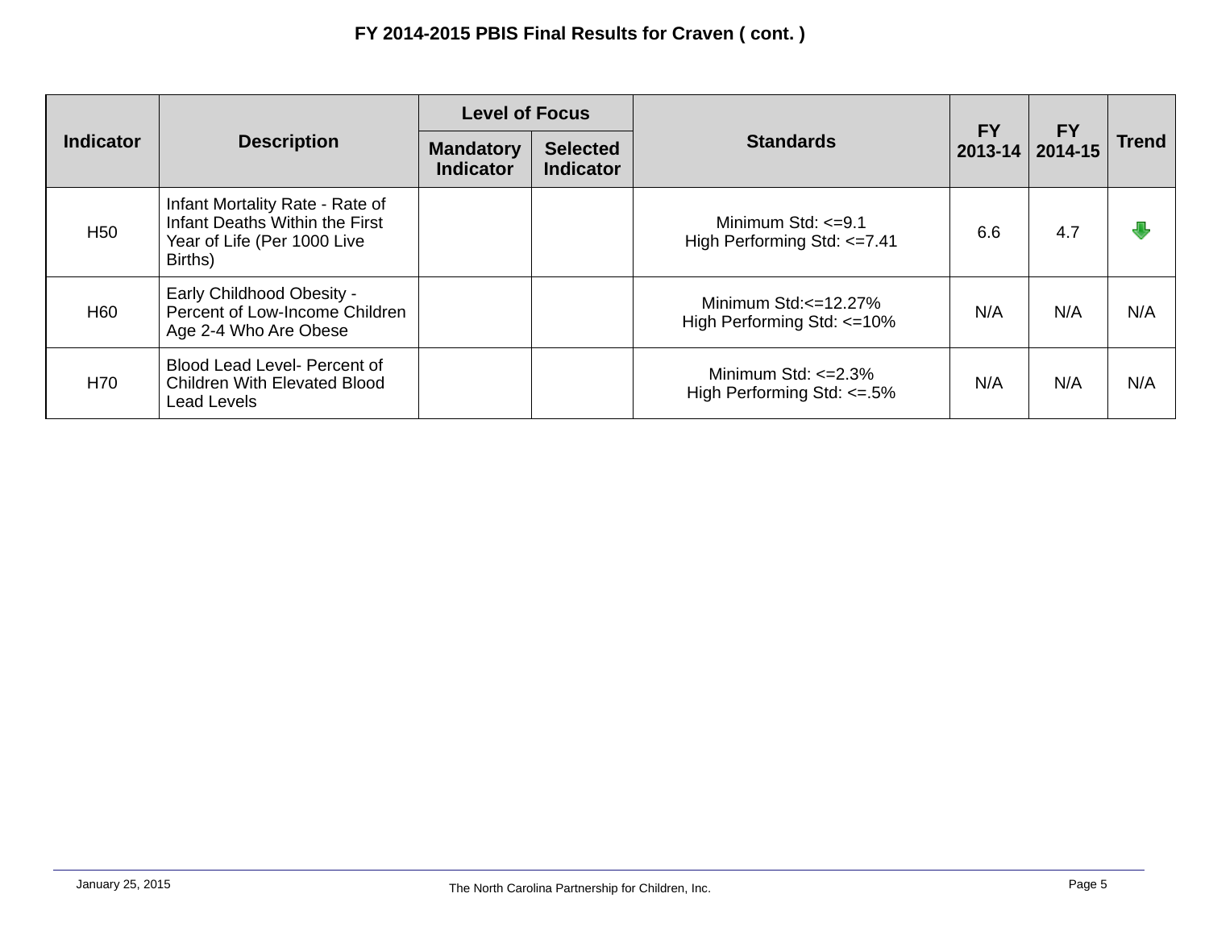# FY 2014-2015 PBIS Final Results for Craven ( cont. )

| Indicator | Description | Level of Focus | | Standards | FY 2013-14 | FY 2014-15 | Trend |
|---|---|---|---|---|---|---|---|
| | | Mandatory Indicator | Selected Indicator | | | | |
| H50 | Infant Mortality Rate - Rate of Infant Deaths Within the First Year of Life (Per 1000 Live Births) | | | Minimum Std: <=9.1<br>High Performing Std: <=7.41 | 6.6 | 4.7 | ↓ |
| H60 | Early Childhood Obesity - Percent of Low-Income Children Age 2-4 Who Are Obese | | | Minimum Std:<=12.27%<br>High Performing Std: <=10% | N/A | N/A | N/A |
| H70 | Blood Lead Level- Percent of Children With Elevated Blood Lead Levels | | | Minimum Std: <=2.3%<br>High Performing Std: <=.5% | N/A | N/A | N/A |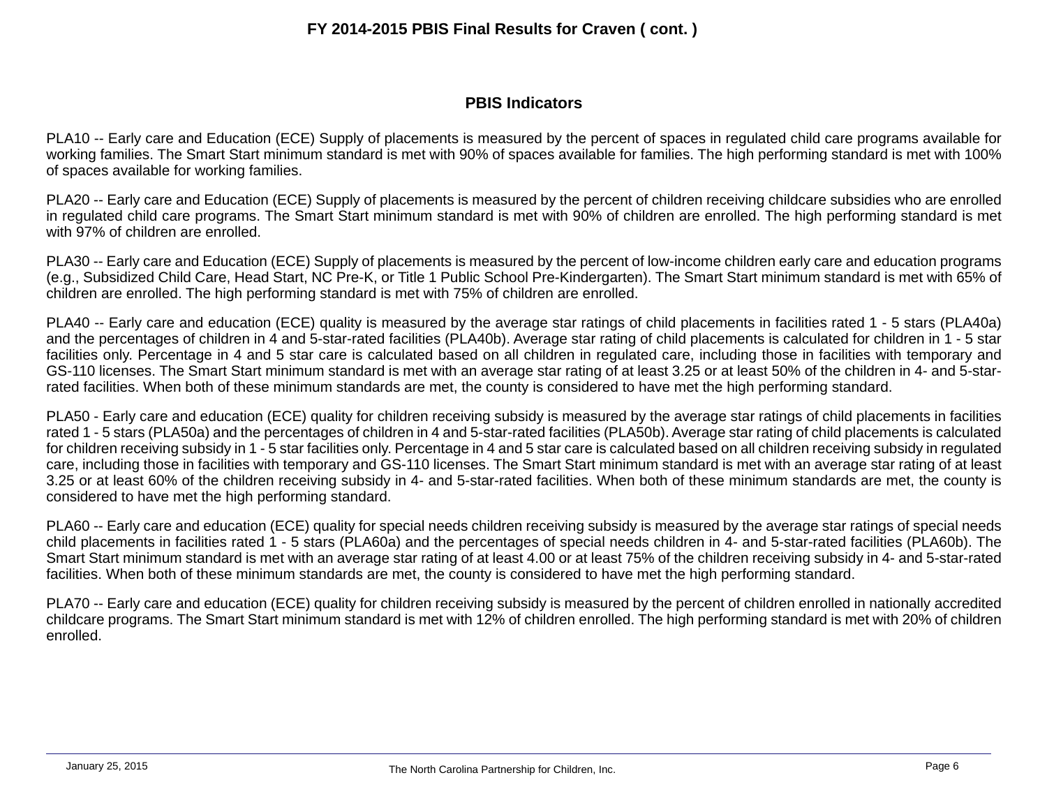# FY 2014-2015 PBIS Final Results for Craven ( cont. )

## PBIS Indicators

PLA10 -- Early care and Education (ECE) Supply of placements is measured by the percent of spaces in regulated child care programs available for working families. The Smart Start minimum standard is met with 90% of spaces available for families. The high performing standard is met with 100% of spaces available for working families.

PLA20 -- Early care and Education (ECE) Supply of placements is measured by the percent of children receiving childcare subsidies who are enrolled in regulated child care programs. The Smart Start minimum standard is met with 90% of children are enrolled. The high performing standard is met with 97% of children are enrolled.

PLA30 -- Early care and Education (ECE) Supply of placements is measured by the percent of low-income children early care and education programs (e.g., Subsidized Child Care, Head Start, NC Pre-K, or Title 1 Public School Pre-Kindergarten). The Smart Start minimum standard is met with 65% of children are enrolled. The high performing standard is met with 75% of children are enrolled.

PLA40 -- Early care and education (ECE) quality is measured by the average star ratings of child placements in facilities rated 1 - 5 stars (PLA40a) and the percentages of children in 4 and 5-star-rated facilities (PLA40b). Average star rating of child placements is calculated for children in 1 - 5 star facilities only. Percentage in 4 and 5 star care is calculated based on all children in regulated care, including those in facilities with temporary and GS-110 licenses. The Smart Start minimum standard is met with an average star rating of at least 3.25 or at least 50% of the children in 4- and 5-star-rated facilities. When both of these minimum standards are met, the county is considered to have met the high performing standard.

PLA50 - Early care and education (ECE) quality for children receiving subsidy is measured by the average star ratings of child placements in facilities rated 1 - 5 stars (PLA50a) and the percentages of children in 4 and 5-star-rated facilities (PLA50b). Average star rating of child placements is calculated for children receiving subsidy in 1 - 5 star facilities only. Percentage in 4 and 5 star care is calculated based on all children receiving subsidy in regulated care, including those in facilities with temporary and GS-110 licenses. The Smart Start minimum standard is met with an average star rating of at least 3.25 or at least 60% of the children receiving subsidy in 4- and 5-star-rated facilities. When both of these minimum standards are met, the county is considered to have met the high performing standard.

PLA60 -- Early care and education (ECE) quality for special needs children receiving subsidy is measured by the average star ratings of special needs child placements in facilities rated 1 - 5 stars (PLA60a) and the percentages of special needs children in 4- and 5-star-rated facilities (PLA60b). The Smart Start minimum standard is met with an average star rating of at least 4.00 or at least 75% of the children receiving subsidy in 4- and 5-star-rated facilities. When both of these minimum standards are met, the county is considered to have met the high performing standard.

PLA70 -- Early care and education (ECE) quality for children receiving subsidy is measured by the percent of children enrolled in nationally accredited childcare programs. The Smart Start minimum standard is met with 12% of children enrolled. The high performing standard is met with 20% of children enrolled.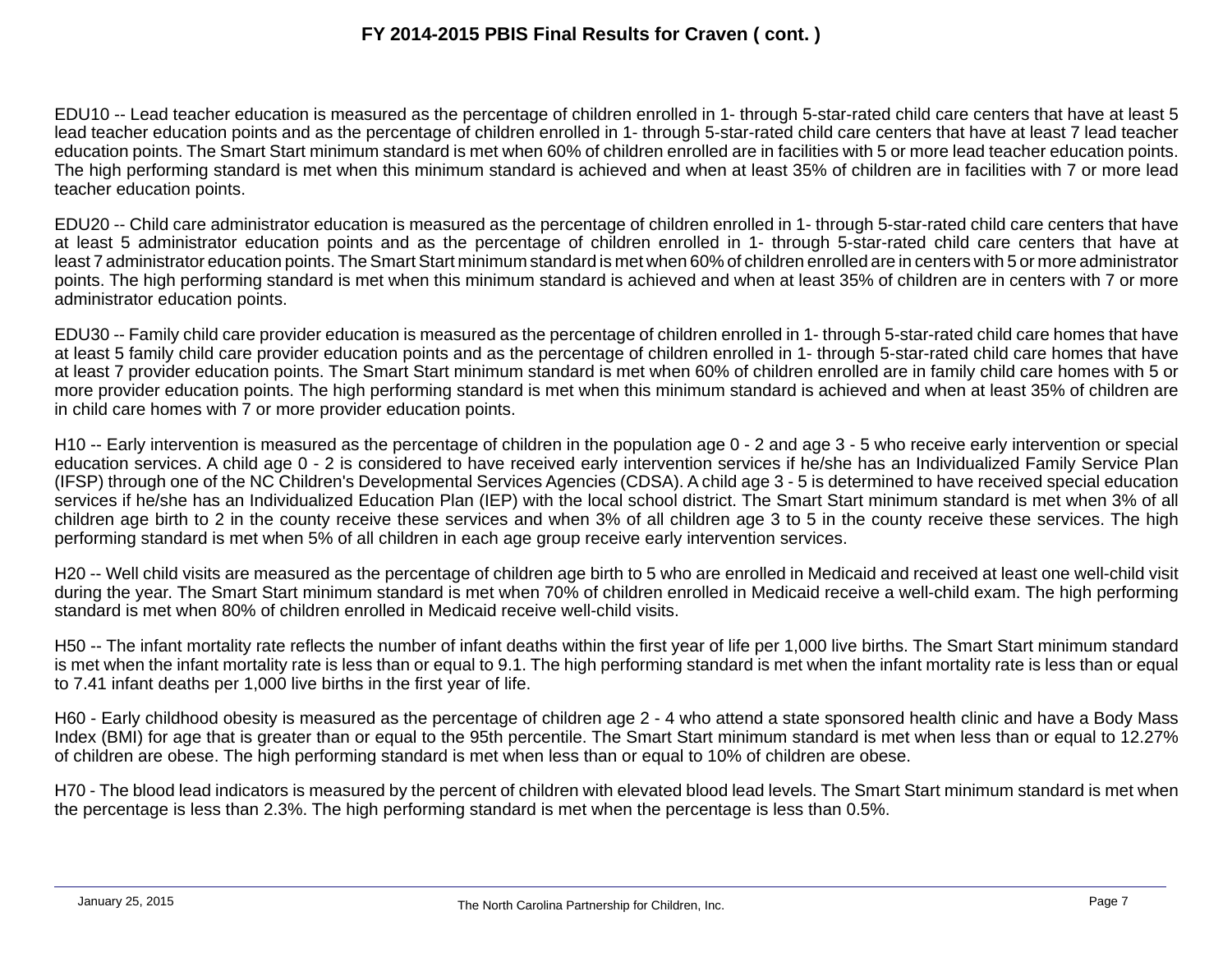# FY 2014-2015 PBIS Final Results for Craven ( cont. )

EDU10 -- Lead teacher education is measured as the percentage of children enrolled in 1- through 5-star-rated child care centers that have at least 5 lead teacher education points and as the percentage of children enrolled in 1- through 5-star-rated child care centers that have at least 7 lead teacher education points. The Smart Start minimum standard is met when 60% of children enrolled are in facilities with 5 or more lead teacher education points. The high performing standard is met when this minimum standard is achieved and when at least 35% of children are in facilities with 7 or more lead teacher education points.

EDU20 -- Child care administrator education is measured as the percentage of children enrolled in 1- through 5-star-rated child care centers that have at least 5 administrator education points and as the percentage of children enrolled in 1- through 5-star-rated child care centers that have at least 7 administrator education points. The Smart Start minimum standard is met when 60% of children enrolled are in centers with 5 or more administrator points. The high performing standard is met when this minimum standard is achieved and when at least 35% of children are in centers with 7 or more administrator education points.

EDU30 -- Family child care provider education is measured as the percentage of children enrolled in 1- through 5-star-rated child care homes that have at least 5 family child care provider education points and as the percentage of children enrolled in 1- through 5-star-rated child care homes that have at least 7 provider education points. The Smart Start minimum standard is met when 60% of children enrolled are in family child care homes with 5 or more provider education points. The high performing standard is met when this minimum standard is achieved and when at least 35% of children are in child care homes with 7 or more provider education points.

H10 -- Early intervention is measured as the percentage of children in the population age 0 - 2 and age 3 - 5 who receive early intervention or special education services. A child age 0 - 2 is considered to have received early intervention services if he/she has an Individualized Family Service Plan (IFSP) through one of the NC Children's Developmental Services Agencies (CDSA). A child age 3 - 5 is determined to have received special education services if he/she has an Individualized Education Plan (IEP) with the local school district. The Smart Start minimum standard is met when 3% of all children age birth to 2 in the county receive these services and when 3% of all children age 3 to 5 in the county receive these services. The high performing standard is met when 5% of all children in each age group receive early intervention services.

H20 -- Well child visits are measured as the percentage of children age birth to 5 who are enrolled in Medicaid and received at least one well-child visit during the year. The Smart Start minimum standard is met when 70% of children enrolled in Medicaid receive a well-child exam. The high performing standard is met when 80% of children enrolled in Medicaid receive well-child visits.

H50 -- The infant mortality rate reflects the number of infant deaths within the first year of life per 1,000 live births. The Smart Start minimum standard is met when the infant mortality rate is less than or equal to 9.1. The high performing standard is met when the infant mortality rate is less than or equal to 7.41 infant deaths per 1,000 live births in the first year of life.

H60 - Early childhood obesity is measured as the percentage of children age 2 - 4 who attend a state sponsored health clinic and have a Body Mass Index (BMI) for age that is greater than or equal to the 95th percentile. The Smart Start minimum standard is met when less than or equal to 12.27% of children are obese. The high performing standard is met when less than or equal to 10% of children are obese.

H70 - The blood lead indicators is measured by the percent of children with elevated blood lead levels. The Smart Start minimum standard is met when the percentage is less than 2.3%. The high performing standard is met when the percentage is less than 0.5%.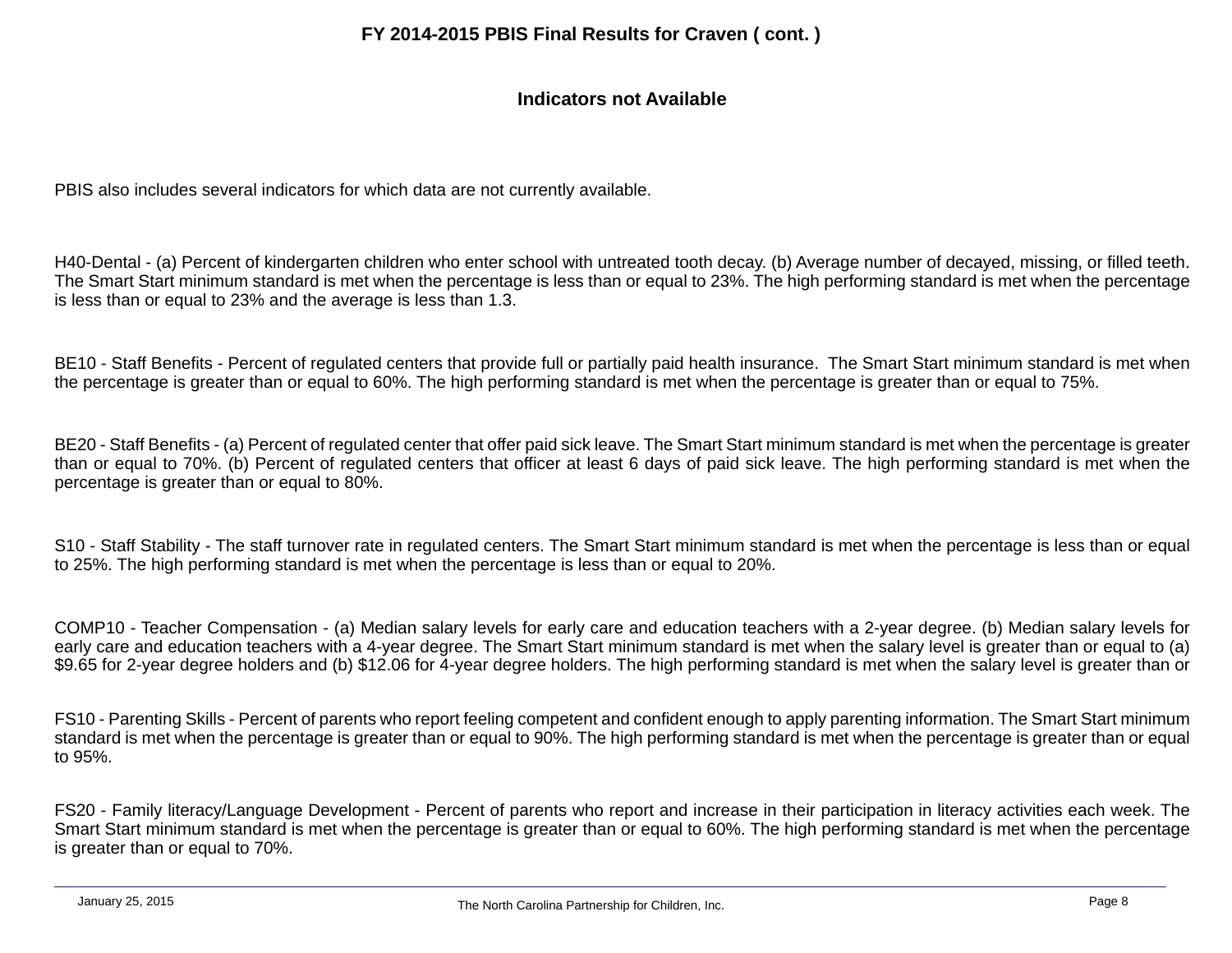# FY 2014-2015 PBIS Final Results for Craven ( cont. )

## Indicators not Available

PBIS also includes several indicators for which data are not currently available.

H40-Dental - (a) Percent of kindergarten children who enter school with untreated tooth decay. (b) Average number of decayed, missing, or filled teeth. The Smart Start minimum standard is met when the percentage is less than or equal to 23%. The high performing standard is met when the percentage is less than or equal to 23% and the average is less than 1.3.

BE10 - Staff Benefits - Percent of regulated centers that provide full or partially paid health insurance. The Smart Start minimum standard is met when the percentage is greater than or equal to 60%. The high performing standard is met when the percentage is greater than or equal to 75%.

BE20 - Staff Benefits - (a) Percent of regulated center that offer paid sick leave. The Smart Start minimum standard is met when the percentage is greater than or equal to 70%. (b) Percent of regulated centers that officer at least 6 days of paid sick leave. The high performing standard is met when the percentage is greater than or equal to 80%.

S10 - Staff Stability - The staff turnover rate in regulated centers. The Smart Start minimum standard is met when the percentage is less than or equal to 25%. The high performing standard is met when the percentage is less than or equal to 20%.

COMP10 - Teacher Compensation - (a) Median salary levels for early care and education teachers with a 2-year degree. (b) Median salary levels for early care and education teachers with a 4-year degree. The Smart Start minimum standard is met when the salary level is greater than or equal to (a) $9.65 for 2-year degree holders and (b) $12.06 for 4-year degree holders. The high performing standard is met when the salary level is greater than or

FS10 - Parenting Skills - Percent of parents who report feeling competent and confident enough to apply parenting information. The Smart Start minimum standard is met when the percentage is greater than or equal to 90%. The high performing standard is met when the percentage is greater than or equal to 95%.

FS20 - Family literacy/Language Development - Percent of parents who report and increase in their participation in literacy activities each week. The Smart Start minimum standard is met when the percentage is greater than or equal to 60%. The high performing standard is met when the percentage is greater than or equal to 70%.

January 25, 2015

The North Carolina Partnership for Children, Inc.